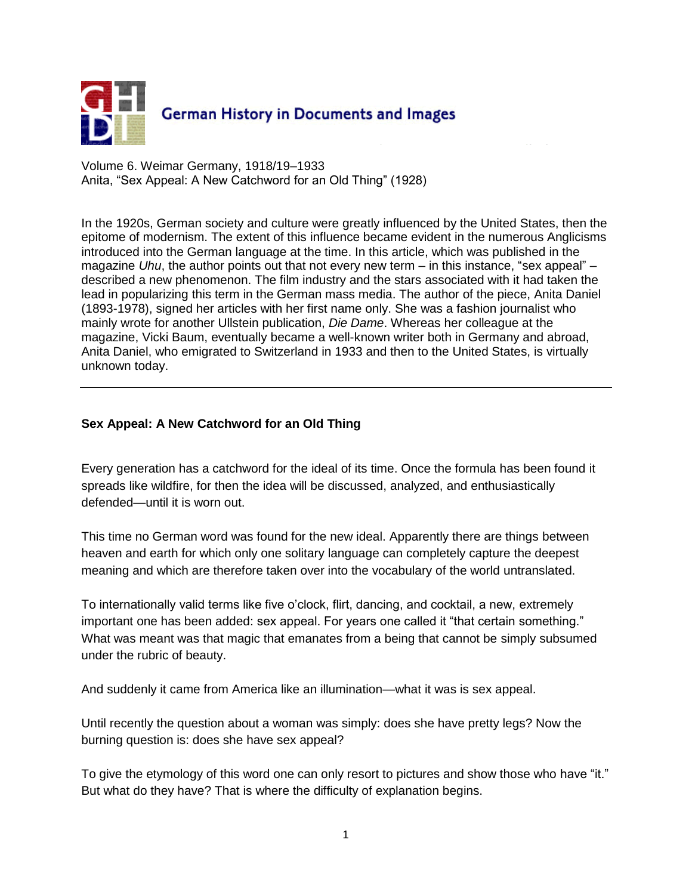German History in Documents and Images

Volume 6. Weimar Germany, 1918/19–1933
Anita, "Sex Appeal: A New Catchword for an Old Thing" (1928)

In the 1920s, German society and culture were greatly influenced by the United States, then the epitome of modernism. The extent of this influence became evident in the numerous Anglicisms introduced into the German language at the time. In this article, which was published in the magazine *Uhu*, the author points out that not every new term – in this instance, "sex appeal" – described a new phenomenon. The film industry and the stars associated with it had taken the lead in popularizing this term in the German mass media. The author of the piece, Anita Daniel (1893-1978), signed her articles with her first name only. She was a fashion journalist who mainly wrote for another Ullstein publication, *Die Dame*. Whereas her colleague at the magazine, Vicki Baum, eventually became a well-known writer both in Germany and abroad, Anita Daniel, who emigrated to Switzerland in 1933 and then to the United States, is virtually unknown today.

---

### Sex Appeal: A New Catchword for an Old Thing

Every generation has a catchword for the ideal of its time. Once the formula has been found it spreads like wildfire, for then the idea will be discussed, analyzed, and enthusiastically defended—until it is worn out.

This time no German word was found for the new ideal. Apparently there are things between heaven and earth for which only one solitary language can completely capture the deepest meaning and which are therefore taken over into the vocabulary of the world untranslated.

To internationally valid terms like five o'clock, flirt, dancing, and cocktail, a new, extremely important one has been added: sex appeal. For years one called it "that certain something." What was meant was that magic that emanates from a being that cannot be simply subsumed under the rubric of beauty.

And suddenly it came from America like an illumination—what it was is sex appeal.

Until recently the question about a woman was simply: does she have pretty legs? Now the burning question is: does she have sex appeal?

To give the etymology of this word one can only resort to pictures and show those who have "it." But what do they have? That is where the difficulty of explanation begins.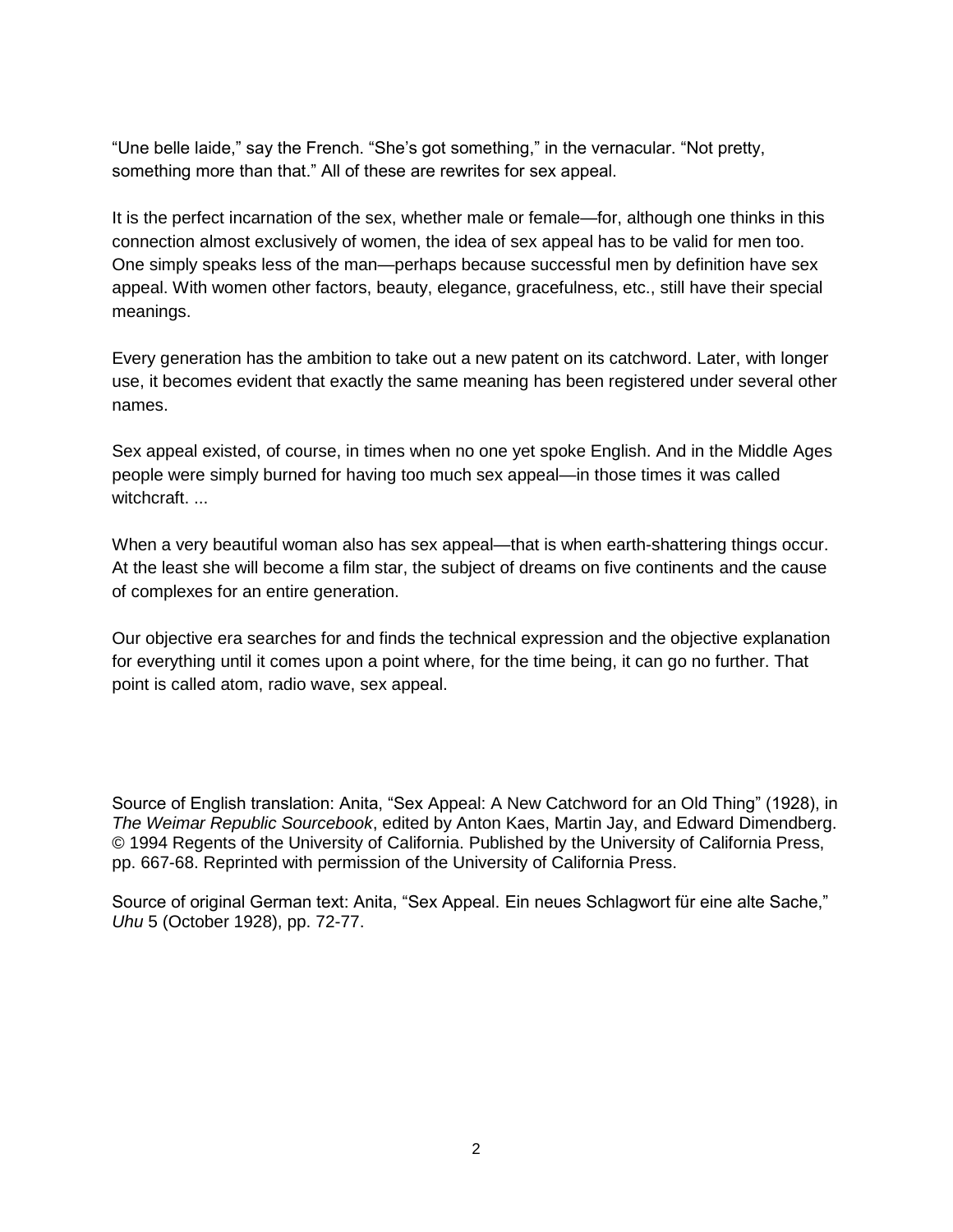"Une belle laide," say the French. "She's got something," in the vernacular. "Not pretty, something more than that." All of these are rewrites for sex appeal.

It is the perfect incarnation of the sex, whether male or female—for, although one thinks in this connection almost exclusively of women, the idea of sex appeal has to be valid for men too. One simply speaks less of the man—perhaps because successful men by definition have sex appeal. With women other factors, beauty, elegance, gracefulness, etc., still have their special meanings.

Every generation has the ambition to take out a new patent on its catchword. Later, with longer use, it becomes evident that exactly the same meaning has been registered under several other names.

Sex appeal existed, of course, in times when no one yet spoke English. And in the Middle Ages people were simply burned for having too much sex appeal—in those times it was called witchcraft. ...

When a very beautiful woman also has sex appeal—that is when earth-shattering things occur. At the least she will become a film star, the subject of dreams on five continents and the cause of complexes for an entire generation.

Our objective era searches for and finds the technical expression and the objective explanation for everything until it comes upon a point where, for the time being, it can go no further. That point is called atom, radio wave, sex appeal.

Source of English translation: Anita, "Sex Appeal: A New Catchword for an Old Thing" (1928), in *The Weimar Republic Sourcebook*, edited by Anton Kaes, Martin Jay, and Edward Dimendberg. © 1994 Regents of the University of California. Published by the University of California Press, pp. 667-68. Reprinted with permission of the University of California Press.

Source of original German text: Anita, "Sex Appeal. Ein neues Schlagwort für eine alte Sache," *Uhu* 5 (October 1928), pp. 72-77.